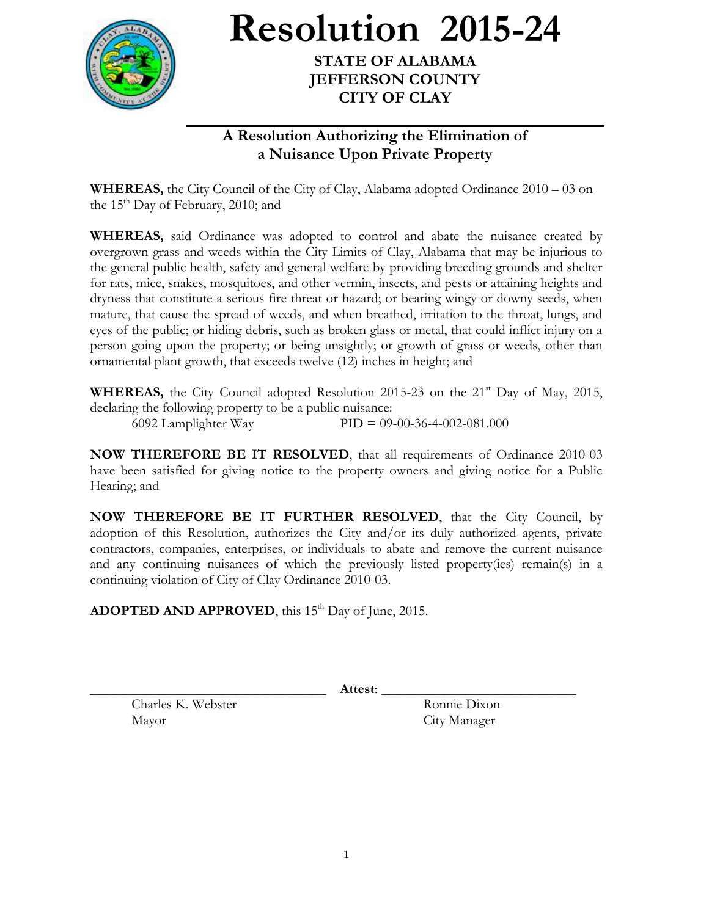#                                     Resolution 2015-24

**STATE OF ALABAMA**
**JEFFERSON COUNTY**
**CITY OF CLAY**

## A Resolution Authorizing the Elimination of a Nuisance Upon Private Property

**WHEREAS,** the City Council of the City of Clay, Alabama adopted Ordinance 2010 – 03 on the 15th Day of February, 2010; and

**WHEREAS,** said Ordinance was adopted to control and abate the nuisance created by overgrown grass and weeds within the City Limits of Clay, Alabama that may be injurious to the general public health, safety and general welfare by providing breeding grounds and shelter for rats, mice, snakes, mosquitoes, and other vermin, insects, and pests or attaining heights and dryness that constitute a serious fire threat or hazard; or bearing wingy or downy seeds, when mature, that cause the spread of weeds, and when breathed, irritation to the throat, lungs, and eyes of the public; or hiding debris, such as broken glass or metal, that could inflict injury on a person going upon the property; or being unsightly; or growth of grass or weeds, other than ornamental plant growth, that exceeds twelve (12) inches in height; and

**WHEREAS,** the City Council adopted Resolution 2015-23 on the 21st Day of May, 2015, declaring the following property to be a public nuisance:

6092 Lamplighter Way          PID = 09-00-36-4-002-081.000

**NOW THEREFORE BE IT RESOLVED**, that all requirements of Ordinance 2010-03 have been satisfied for giving notice to the property owners and giving notice for a Public Hearing; and

**NOW THEREFORE BE IT FURTHER RESOLVED**, that the City Council, by adoption of this Resolution, authorizes the City and/or its duly authorized agents, private contractors, companies, enterprises, or individuals to abate and remove the current nuisance and any continuing nuisances of which the previously listed property(ies) remain(s) in a continuing violation of City of Clay Ordinance 2010-03.

**ADOPTED AND APPROVED**, this 15th Day of June, 2015.

_______________________________ **Attest**: ___________________________

Charles K. Webster
Mayor

Ronnie Dixon
City Manager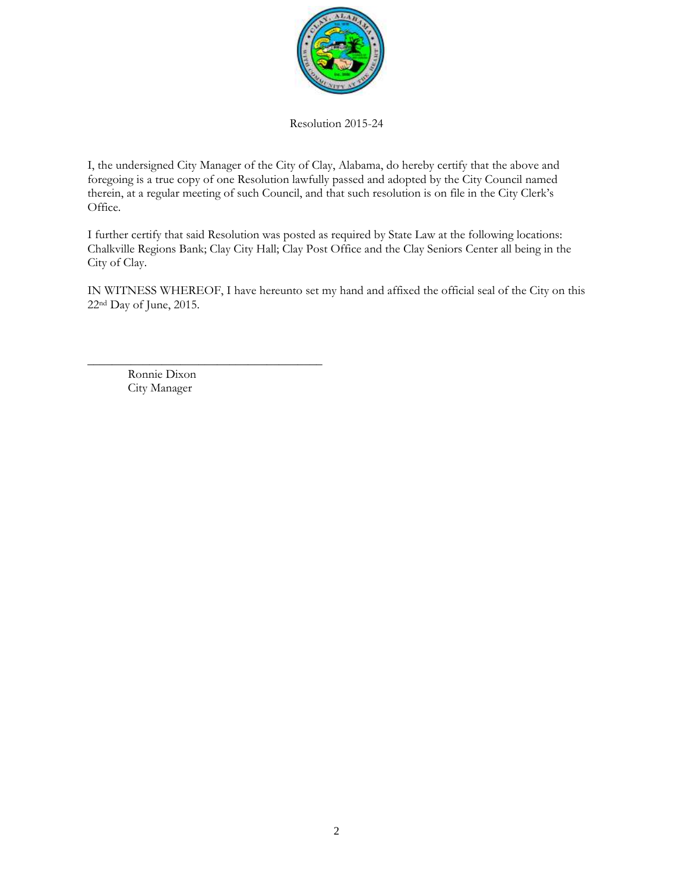Resolution 2015-24

I, the undersigned City Manager of the City of Clay, Alabama, do hereby certify that the above and foregoing is a true copy of one Resolution lawfully passed and adopted by the City Council named therein, at a regular meeting of such Council, and that such resolution is on file in the City Clerk's Office.

I further certify that said Resolution was posted as required by State Law at the following locations: Chalkville Regions Bank; Clay City Hall; Clay Post Office and the Clay Seniors Center all being in the City of Clay.

IN WITNESS WHEREOF, I have hereunto set my hand and affixed the official seal of the City on this 22nd Day of June, 2015.

\_\_\_\_\_\_\_\_\_\_\_\_\_\_\_\_\_\_\_\_\_\_\_\_\_\_\_\_\_\_\_\_\_\_\_\_\_\_\_\_

Ronnie Dixon
City Manager